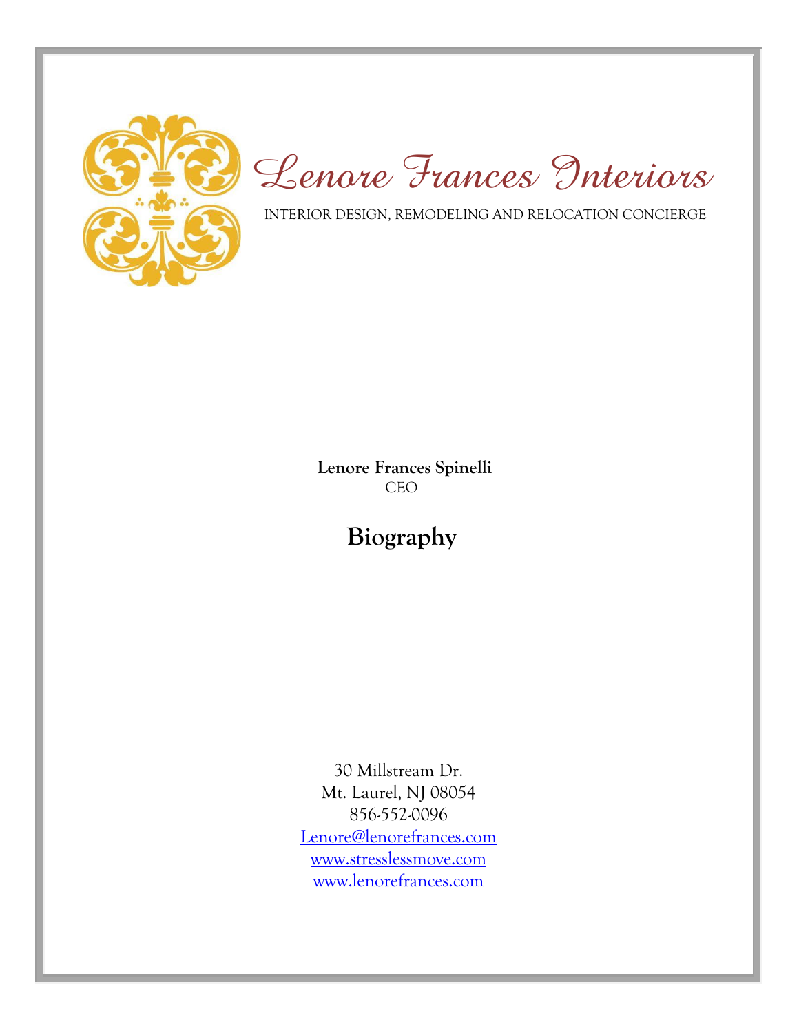# Lenore Frances Interiors

INTERIOR DESIGN, REMODELING AND RELOCATION CONCIERGE

**Lenore Frances Spinelli**
CEO

## Biography

30 Millstream Dr.
Mt. Laurel, NJ 08054
856-552-0096
Lenore@lenorefrances.com
www.stresslessmove.com
www.lenorefrances.com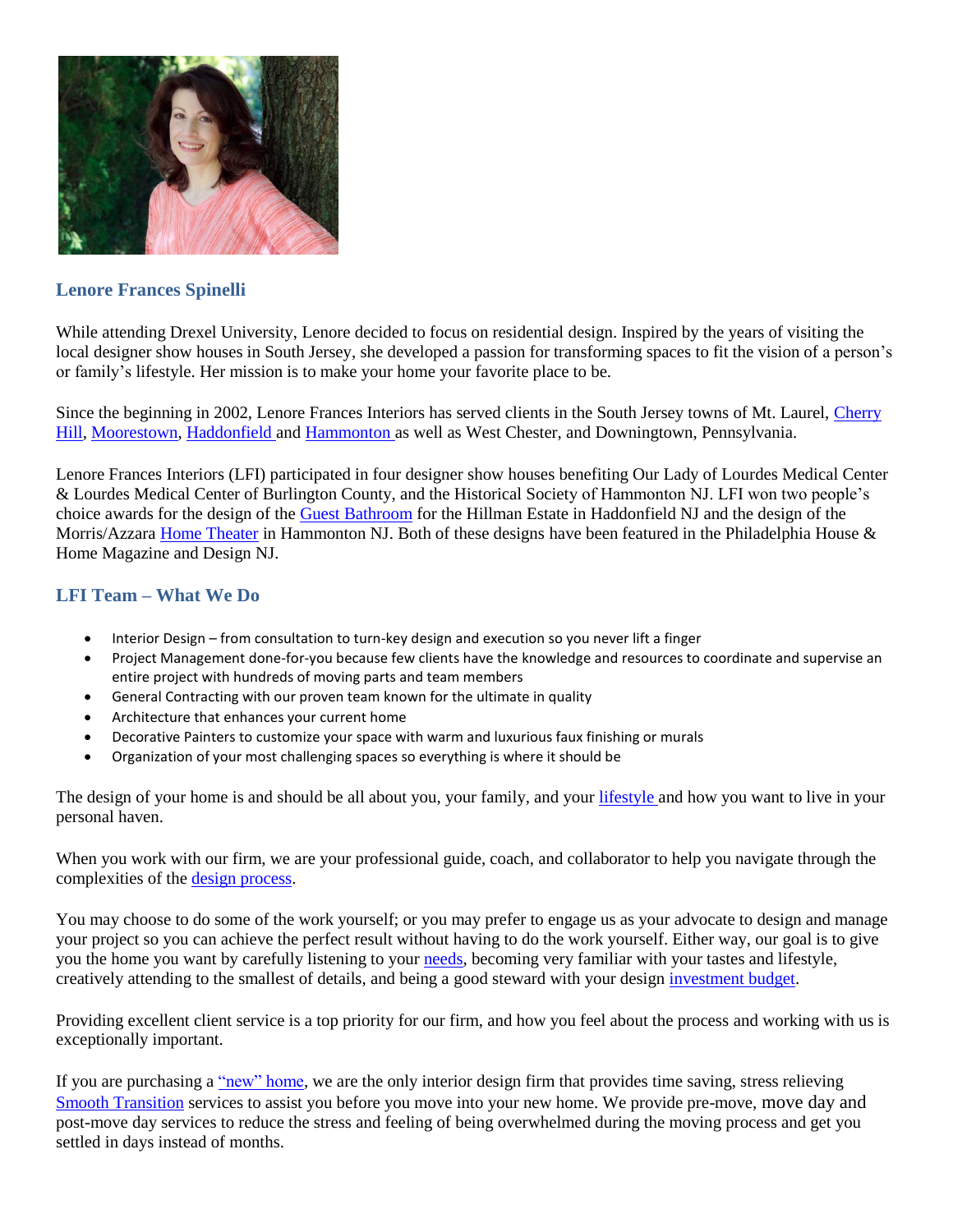## Lenore Frances Spinelli

While attending Drexel University, Lenore decided to focus on residential design. Inspired by the years of visiting the local designer show houses in South Jersey, she developed a passion for transforming spaces to fit the vision of a person's or family's lifestyle. Her mission is to make your home your favorite place to be.

Since the beginning in 2002, Lenore Frances Interiors has served clients in the South Jersey towns of Mt. Laurel, Cherry Hill, Moorestown, Haddonfield and Hammonton as well as West Chester, and Downingtown, Pennsylvania.

Lenore Frances Interiors (LFI) participated in four designer show houses benefiting Our Lady of Lourdes Medical Center & Lourdes Medical Center of Burlington County, and the Historical Society of Hammonton NJ. LFI won two people's choice awards for the design of the Guest Bathroom for the Hillman Estate in Haddonfield NJ and the design of the Morris/Azzara Home Theater in Hammonton NJ. Both of these designs have been featured in the Philadelphia House & Home Magazine and Design NJ.

## LFI Team – What We Do

- Interior Design – from consultation to turn-key design and execution so you never lift a finger
- Project Management done-for-you because few clients have the knowledge and resources to coordinate and supervise an entire project with hundreds of moving parts and team members
- General Contracting with our proven team known for the ultimate in quality
- Architecture that enhances your current home
- Decorative Painters to customize your space with warm and luxurious faux finishing or murals
- Organization of your most challenging spaces so everything is where it should be

The design of your home is and should be all about you, your family, and your lifestyle and how you want to live in your personal haven.

When you work with our firm, we are your professional guide, coach, and collaborator to help you navigate through the complexities of the design process.

You may choose to do some of the work yourself; or you may prefer to engage us as your advocate to design and manage your project so you can achieve the perfect result without having to do the work yourself. Either way, our goal is to give you the home you want by carefully listening to your needs, becoming very familiar with your tastes and lifestyle, creatively attending to the smallest of details, and being a good steward with your design investment budget.

Providing excellent client service is a top priority for our firm, and how you feel about the process and working with us is exceptionally important.

If you are purchasing a "new" home, we are the only interior design firm that provides time saving, stress relieving Smooth Transition services to assist you before you move into your new home. We provide pre-move, move day and post-move day services to reduce the stress and feeling of being overwhelmed during the moving process and get you settled in days instead of months.